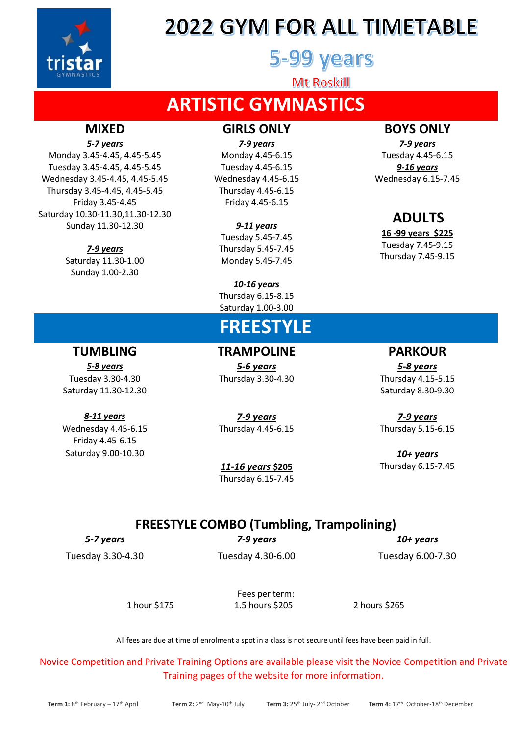tristar GYMNASTICS

# 2022 GYM FOR ALL TIMETABLE

## 5-99 years

Mt Roskill

# ARTISTIC GYMNASTICS

### MIXED

***5-7 years***

Monday 3.45-4.45, 4.45-5.45
Tuesday 3.45-4.45, 4.45-5.45
Wednesday 3.45-4.45, 4.45-5.45
Thursday 3.45-4.45, 4.45-5.45
Friday 3.45-4.45
Saturday 10.30-11.30,11.30-12.30
Sunday 11.30-12.30

***7-9 years***

Saturday 11.30-1.00
Sunday 1.00-2.30

### GIRLS ONLY

***7-9 years***

Monday 4.45-6.15
Tuesday 4.45-6.15
Wednesday 4.45-6.15
Thursday 4.45-6.15
Friday 4.45-6.15

***9-11 years***

Tuesday 5.45-7.45
Thursday 5.45-7.45
Monday 5.45-7.45

***10-16 years***

Thursday 6.15-8.15
Saturday 1.00-3.00

### BOYS ONLY

***7-9 years***

Tuesday 4.45-6.15

***9-16 years***

Wednesday 6.15-7.45

### ADULTS

**16 -99 years $225**

Tuesday 7.45-9.15
Thursday 7.45-9.15

# FREESTYLE

### TUMBLING

***5-8 years***

Tuesday 3.30-4.30
Saturday 11.30-12.30

***8-11 years***

Wednesday 4.45-6.15
Friday 4.45-6.15
Saturday 9.00-10.30

### TRAMPOLINE

***5-6 years***

Thursday 3.30-4.30

***7-9 years***

Thursday 4.45-6.15

***11-16 years $205***

Thursday 6.15-7.45

### PARKOUR

***5-8 years***

Thursday 4.15-5.15
Saturday 8.30-9.30

***7-9 years***

Thursday 5.15-6.15

***10+ years***

Thursday 6.15-7.45

### FREESTYLE COMBO (Tumbling, Trampolining)

***5-7 years***

Tuesday 3.30-4.30

***7-9 years***

Tuesday 4.30-6.00

***10+ years***

Tuesday 6.00-7.30

Fees per term:

1 hour $175
1.5 hours $205
2 hours $265

All fees are due at time of enrolment a spot in a class is not secure until fees have been paid in full.

Novice Competition and Private Training Options are available please visit the Novice Competition and Private Training pages of the website for more information.

**Term 1:** 8th February – 17th April **Term 2:** 2nd May-10th July **Term 3:** 25th July- 2nd October **Term 4:** 17th October-18th December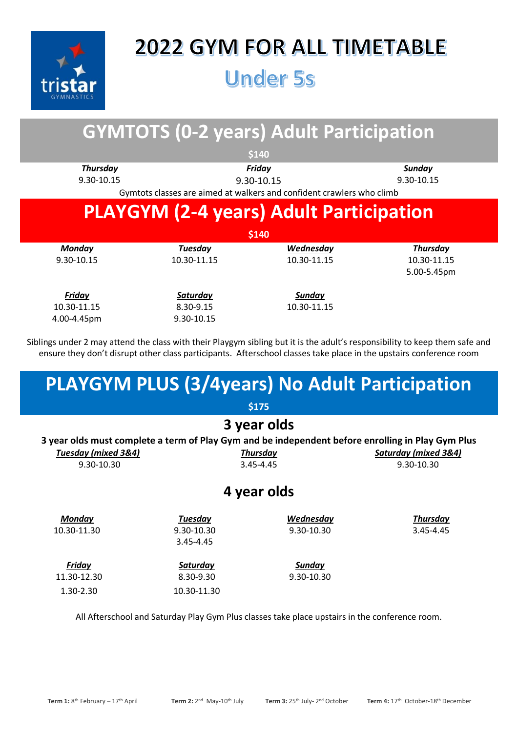# 2022 GYM FOR ALL TIMETABLE

## Under 5s

## GYMTOTS (0-2 years) Adult Participation

**$140**

| ***Thursday*** | ***Friday*** | ***Sunday*** |
|---|---|---|
| 9.30-10.15 | 9.30-10.15 | 9.30-10.15 |

Gymtots classes are aimed at walkers and confident crawlers who climb

## PLAYGYM (2-4 years) Adult Participation

**$140**

| ***Monday*** | ***Tuesday*** | ***Wednesday*** | ***Thursday*** |
|---|---|---|---|
| 9.30-10.15 | 10.30-11.15 | 10.30-11.15 | 10.30-11.15<br>5.00-5.45pm |

| ***Friday*** | ***Saturday*** | ***Sunday*** |
|---|---|---|
| 10.30-11.15<br>4.00-4.45pm | 8.30-9.15<br>9.30-10.15 | 10.30-11.15 |

Siblings under 2 may attend the class with their Playgym sibling but it is the adult's responsibility to keep them safe and ensure they don't disrupt other class participants. Afterschool classes take place in the upstairs conference room

## PLAYGYM PLUS (3/4years) No Adult Participation

**$175**

### 3 year olds

**3 year olds must complete a term of Play Gym and be independent before enrolling in Play Gym Plus**

| ***Tuesday (mixed 3&4)*** | ***Thursday*** | ***Saturday (mixed 3&4)*** |
|---|---|---|
| 9.30-10.30 | 3.45-4.45 | 9.30-10.30 |

### 4 year olds

| ***Monday*** | ***Tuesday*** | ***Wednesday*** | ***Thursday*** |
|---|---|---|---|
| 10.30-11.30 | 9.30-10.30<br>3.45-4.45 | 9.30-10.30 | 3.45-4.45 |

| ***Friday*** | ***Saturday*** | ***Sunday*** |
|---|---|---|
| 11.30-12.30<br>1.30-2.30 | 8.30-9.30<br>10.30-11.30 | 9.30-10.30 |

All Afterschool and Saturday Play Gym Plus classes take place upstairs in the conference room.

**Term 1:** 8th February – 17th April **Term 2:** 2nd May-10th July **Term 3:** 25th July- 2nd October **Term 4:** 17th October-18th December